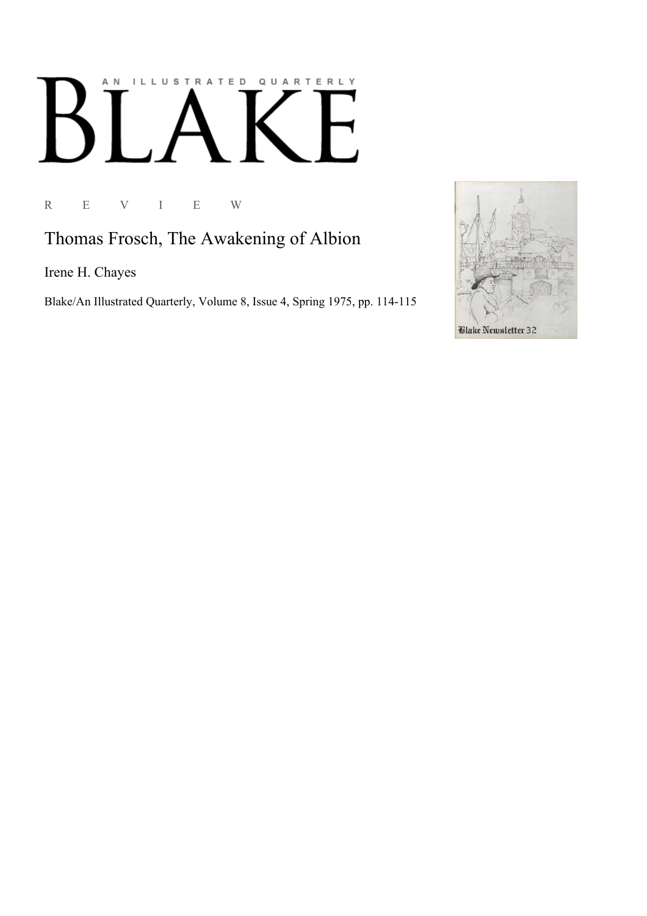AN ILLUSTRATED QUARTERLY

# BLAKE

R E V I E W

## Thomas Frosch, The Awakening of Albion

Irene H. Chayes

Blake/An Illustrated Quarterly, Volume 8, Issue 4, Spring 1975, pp. 114-115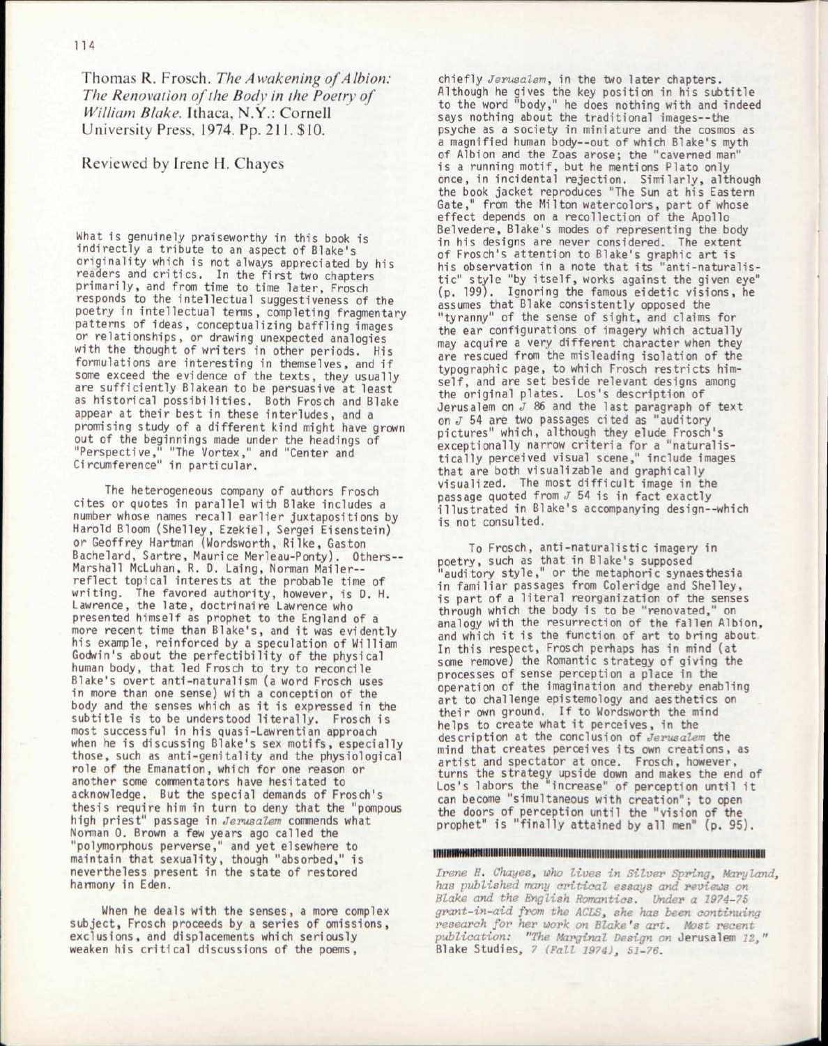Thomas R. Frosch. *The Awakening of Albion: The Renovation of the Body in the Poetry of William Blake.* Ithaca, N.Y.: Cornell University Press, 1974. Pp. 211. $10.

Reviewed by Irene H. Chayes

What is genuinely praiseworthy in this book is indirectly a tribute to an aspect of Blake's originality which is not always appreciated by his readers and critics. In the first two chapters primarily, and from time to time later, Frosch responds to the intellectual suggestiveness of the poetry in intellectual terms, completing fragmentary patterns of ideas, conceptualizing baffling images or relationships, or drawing unexpected analogies with the thought of writers in other periods. His formulations are interesting in themselves, and if some exceed the evidence of the texts, they usually are sufficiently Blakean to be persuasive at least as historical possibilities. Both Frosch and Blake appear at their best in these interludes, and a promising study of a different kind might have grown out of the beginnings made under the headings of "Perspective," "The Vortex," and "Center and Circumference" in particular.

The heterogeneous company of authors Frosch cites or quotes in parallel with Blake includes a number whose names recall earlier juxtapositions by Harold Bloom (Shelley, Ezekiel, Sergei Eisenstein) or Geoffrey Hartman (Wordsworth, Rilke, Gaston Bachelard, Sartre, Maurice Merleau-Ponty). Others--Marshall McLuhan, R. D. Laing, Norman Mailer--reflect topical interests at the probable time of writing. The favored authority, however, is D. H. Lawrence, the late, doctrinaire Lawrence who presented himself as prophet to the England of a more recent time than Blake's, and it was evidently his example, reinforced by a speculation of William Godwin's about the perfectibility of the physical human body, that led Frosch to try to reconcile Blake's overt anti-naturalism (a word Frosch uses in more than one sense) with a conception of the body and the senses which as it is expressed in the subtitle is to be understood literally. Frosch is most successful in his quasi-Lawrentian approach when he is discussing Blake's sex motifs, especially those, such as anti-genitality and the physiological role of the Emanation, which for one reason or another some commentators have hesitated to acknowledge. But the special demands of Frosch's thesis require him in turn to deny that the "pompous high priest" passage in *Jerusalem* commends what Norman O. Brown a few years ago called the "polymorphous perverse," and yet elsewhere to maintain that sexuality, though "absorbed," is nevertheless present in the state of restored harmony in Eden.

When he deals with the senses, a more complex subject, Frosch proceeds by a series of omissions, exclusions, and displacements which seriously weaken his critical discussions of the poems, chiefly *Jerusalem*, in the two later chapters. Although he gives the key position in his subtitle to the word "body," he does nothing with and indeed says nothing about the traditional images--the psyche as a society in miniature and the cosmos as a magnified human body--out of which Blake's myth of Albion and the Zoas arose; the "caverned man" is a running motif, but he mentions Plato only once, in incidental rejection. Similarly, although the book jacket reproduces "The Sun at his Eastern Gate," from the Milton watercolors, part of whose effect depends on a recollection of the Apollo Belvedere, Blake's modes of representing the body in his designs are never considered. The extent of Frosch's attention to Blake's graphic art is his observation in a note that its "anti-naturalistic" style "by itself, works against the given eye" (p. 199). Ignoring the famous eidetic visions, he assumes that Blake consistently opposed the "tyranny" of the sense of sight, and claims for the ear configurations of imagery which actually may acquire a very different character when they are rescued from the misleading isolation of the typographic page, to which Frosch restricts himself, and are set beside relevant designs among the original plates. Los's description of Jerusalem on *J* 86 and the last paragraph of text on *J* 54 are two passages cited as "auditory pictures" which, although they elude Frosch's exceptionally narrow criteria for a "naturalistically perceived visual scene," include images that are both visualizable and graphically visualized. The most difficult image in the passage quoted from *J* 54 is in fact exactly illustrated in Blake's accompanying design--which is not consulted.

To Frosch, anti-naturalistic imagery in poetry, such as that in Blake's supposed "auditory style," or the metaphoric synaesthesia in familiar passages from Coleridge and Shelley, is part of a literal reorganization of the senses through which the body is to be "renovated," on analogy with the resurrection of the fallen Albion, and which it is the function of art to bring about. In this respect, Frosch perhaps has in mind (at some remove) the Romantic strategy of giving the processes of sense perception a place in the operation of the imagination and thereby enabling art to challenge epistemology and aesthetics on their own ground. If to Wordsworth the mind helps to create what it perceives, in the description at the conclusion of *Jerusalem* the mind that creates perceives its own creations, as artist and spectator at once. Frosch, however, turns the strategy upside down and makes the end of Los's labors the "increase" of perception until it can become "simultaneous with creation"; to open the doors of perception until the "vision of the prophet" is "finally attained by all men" (p. 95).

---

*Irene H. Chayes, who lives in Silver Spring, Maryland, has published many critical essays and reviews on Blake and the English Romantics. Under a 1974-75 grant-in-aid from the ACLS, she has been continuing research for her work on Blake's art. Most recent publication: "The Marginal Design on* Jerusalem *12,"* Blake Studies, *7 (Fall 1974), 51-76.*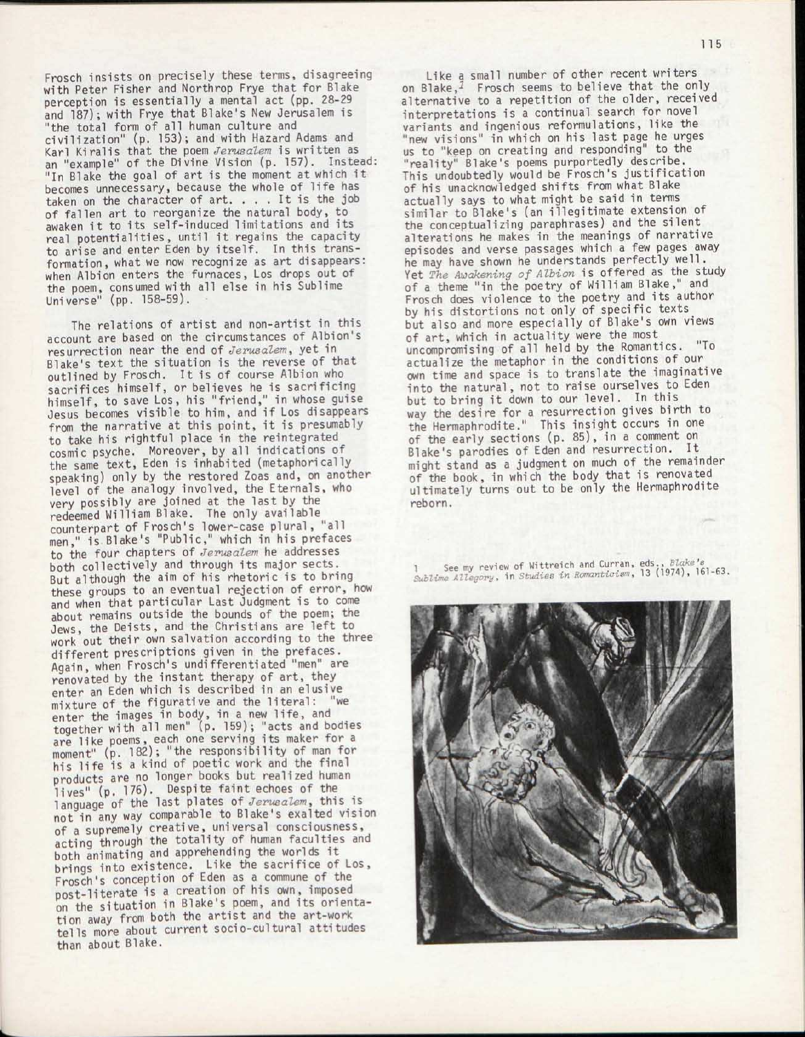Frosch insists on precisely these terms, disagreeing with Peter Fisher and Northrop Frye that for Blake perception is essentially a mental act (pp. 28-29 and 187); with Frye that Blake's New Jerusalem is "the total form of all human culture and civilization" (p. 153); and with Hazard Adams and Karl Kiralis that the poem *Jerusalem* is written as an "example" of the Divine Vision (p. 157). Instead: "In Blake the goal of art is the moment at which it becomes unnecessary, because the whole of life has taken on the character of art. . . . It is the job of fallen art to reorganize the natural body, to awaken it to its self-induced limitations and its real potentialities, until it regains the capacity to arise and enter Eden by itself. In this transformation, what we now recognize as art disappears: when Albion enters the furnaces, Los drops out of the poem, consumed with all else in his Sublime Universe" (pp. 158-59).

The relations of artist and non-artist in this account are based on the circumstances of Albion's resurrection near the end of *Jerusalem*, yet in Blake's text the situation is the reverse of that outlined by Frosch. It is of course Albion who sacrifices himself, or believes he is sacrificing himself, to save Los, his "friend," in whose guise Jesus becomes visible to him, and if Los disappears from the narrative at this point, it is presumably to take his rightful place in the reintegrated cosmic psyche. Moreover, by all indications of the same text, Eden is inhabited (metaphorically speaking) only by the restored Zoas and, on another level of the analogy involved, the Eternals, who very possibly are joined at the last by the redeemed William Blake. The only available counterpart of Frosch's lower-case plural, "all men," is Blake's "Public," which in his prefaces to the four chapters of *Jerusalem* he addresses both collectively and through its major sects. But although the aim of his rhetoric is to bring these groups to an eventual rejection of error, how and when that particular Last Judgment is to come about remains outside the bounds of the poem; the Jews, the Deists, and the Christians are left to work out their own salvation according to the three different prescriptions given in the prefaces. Again, when Frosch's undifferentiated "men" are renovated by the instant therapy of art, they enter an Eden which is described in an elusive mixture of the figurative and the literal: "we enter the images in body, in a new life, and together with all men" (p. 159); "acts and bodies are like poems, each one serving its maker for a moment" (p. 182); "the responsibility of man for his life is a kind of poetic work and the final products are no longer books but realized human lives" (p. 176). Despite faint echoes of the language of the last plates of *Jerusalem*, this is not in any way comparable to Blake's exalted vision of a supremely creative, universal consciousness, acting through the totality of human faculties and both animating and apprehending the worlds it brings into existence. Like the sacrifice of Los, Frosch's conception of Eden as a commune of the post-literate is a creation of his own, imposed on the situation in Blake's poem, and its orientation away from both the artist and the art-work tells more about current socio-cultural attitudes than about Blake.

Like a small number of other recent writers on Blake,[1] Frosch seems to believe that the only alternative to a repetition of the older, received interpretations is a continual search for novel variants and ingenious reformulations, like the "new visions" in which on his last page he urges us to "keep on creating and responding" to the "reality" Blake's poems purportedly describe. This undoubtedly would be Frosch's justification of his unacknowledged shifts from what Blake actually says to what might be said in terms similar to Blake's (an illegitimate extension of the conceptualizing paraphrases) and the silent alterations he makes in the meanings of narrative episodes and verse passages which a few pages away he may have shown he understands perfectly well. Yet *The Awakening of Albion* is offered as the study of a theme "in the poetry of William Blake," and Frosch does violence to the poetry and its author by his distortions not only of specific texts but also and more especially of Blake's own views of art, which in actuality were the most uncompromising of all held by the Romantics. "To actualize the metaphor in the conditions of our own time and space is to translate the imaginative into the natural, not to raise ourselves to Eden but to bring it down to our level. In this way the desire for a resurrection gives birth to the Hermaphrodite." This insight occurs in one of the early sections (p. 85), in a comment on Blake's parodies of Eden and resurrection. It might stand as a judgment on much of the remainder of the book, in which the body that is renovated ultimately turns out to be only the Hermaphrodite reborn.

[1] See my review of Wittreich and Curran, eds., *Blake's Sublime Allegory*, in *Studies in Romanticism*, 13 (1974), 161-63.